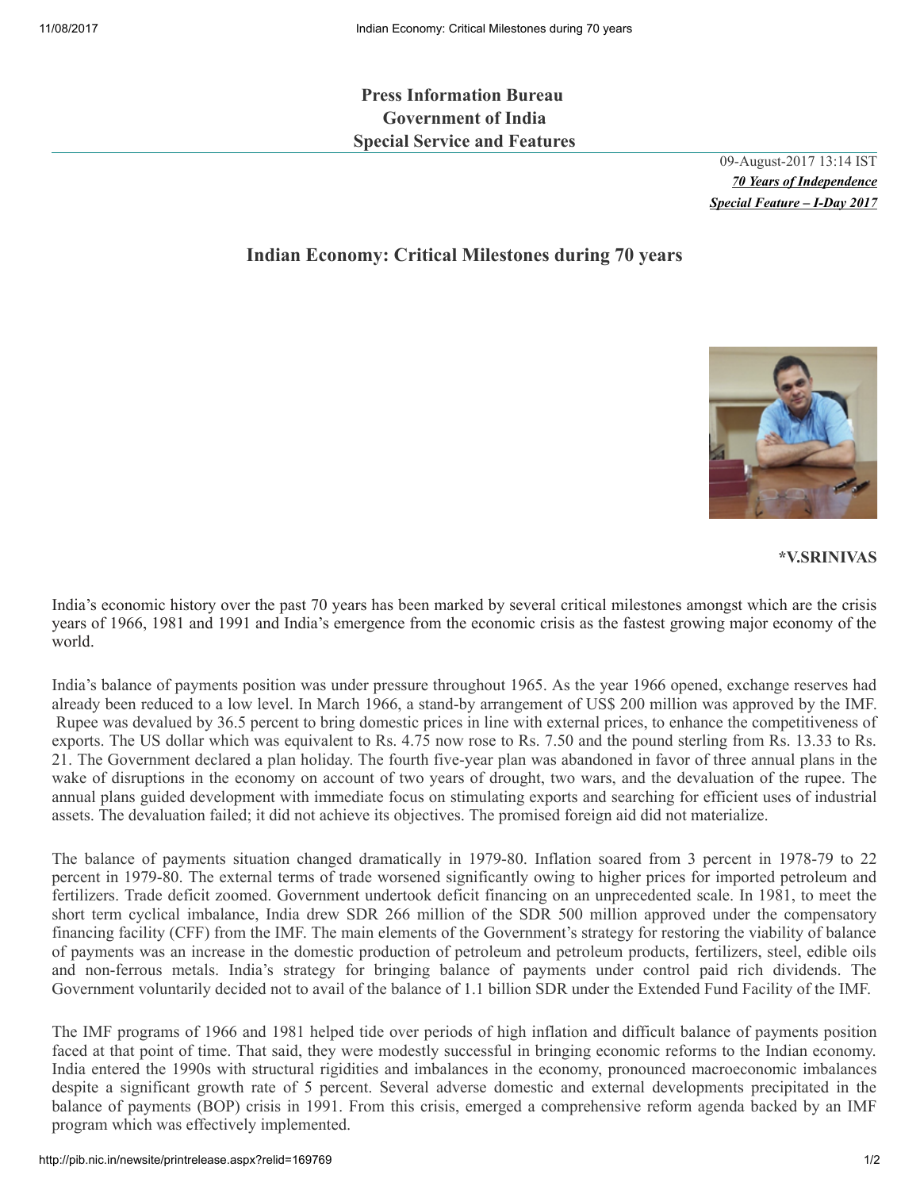**Press Information Bureau**
**Government of India**
**Special Service and Features**

09-August-2017 13:14 IST
***70 Years of Independence***
***Special Feature – I-Day 2017***

# Indian Economy: Critical Milestones during 70 years

**\*V.SRINIVAS**

India's economic history over the past 70 years has been marked by several critical milestones amongst which are the crisis years of 1966, 1981 and 1991 and India's emergence from the economic crisis as the fastest growing major economy of the world.

India's balance of payments position was under pressure throughout 1965. As the year 1966 opened, exchange reserves had already been reduced to a low level. In March 1966, a stand-by arrangement of US$ 200 million was approved by the IMF. Rupee was devalued by 36.5 percent to bring domestic prices in line with external prices, to enhance the competitiveness of exports. The US dollar which was equivalent to Rs. 4.75 now rose to Rs. 7.50 and the pound sterling from Rs. 13.33 to Rs. 21. The Government declared a plan holiday. The fourth five-year plan was abandoned in favor of three annual plans in the wake of disruptions in the economy on account of two years of drought, two wars, and the devaluation of the rupee. The annual plans guided development with immediate focus on stimulating exports and searching for efficient uses of industrial assets. The devaluation failed; it did not achieve its objectives. The promised foreign aid did not materialize.

The balance of payments situation changed dramatically in 1979-80. Inflation soared from 3 percent in 1978-79 to 22 percent in 1979-80. The external terms of trade worsened significantly owing to higher prices for imported petroleum and fertilizers. Trade deficit zoomed. Government undertook deficit financing on an unprecedented scale. In 1981, to meet the short term cyclical imbalance, India drew SDR 266 million of the SDR 500 million approved under the compensatory financing facility (CFF) from the IMF. The main elements of the Government's strategy for restoring the viability of balance of payments was an increase in the domestic production of petroleum and petroleum products, fertilizers, steel, edible oils and non-ferrous metals. India's strategy for bringing balance of payments under control paid rich dividends. The Government voluntarily decided not to avail of the balance of 1.1 billion SDR under the Extended Fund Facility of the IMF.

The IMF programs of 1966 and 1981 helped tide over periods of high inflation and difficult balance of payments position faced at that point of time. That said, they were modestly successful in bringing economic reforms to the Indian economy. India entered the 1990s with structural rigidities and imbalances in the economy, pronounced macroeconomic imbalances despite a significant growth rate of 5 percent. Several adverse domestic and external developments precipitated in the balance of payments (BOP) crisis in 1991. From this crisis, emerged a comprehensive reform agenda backed by an IMF program which was effectively implemented.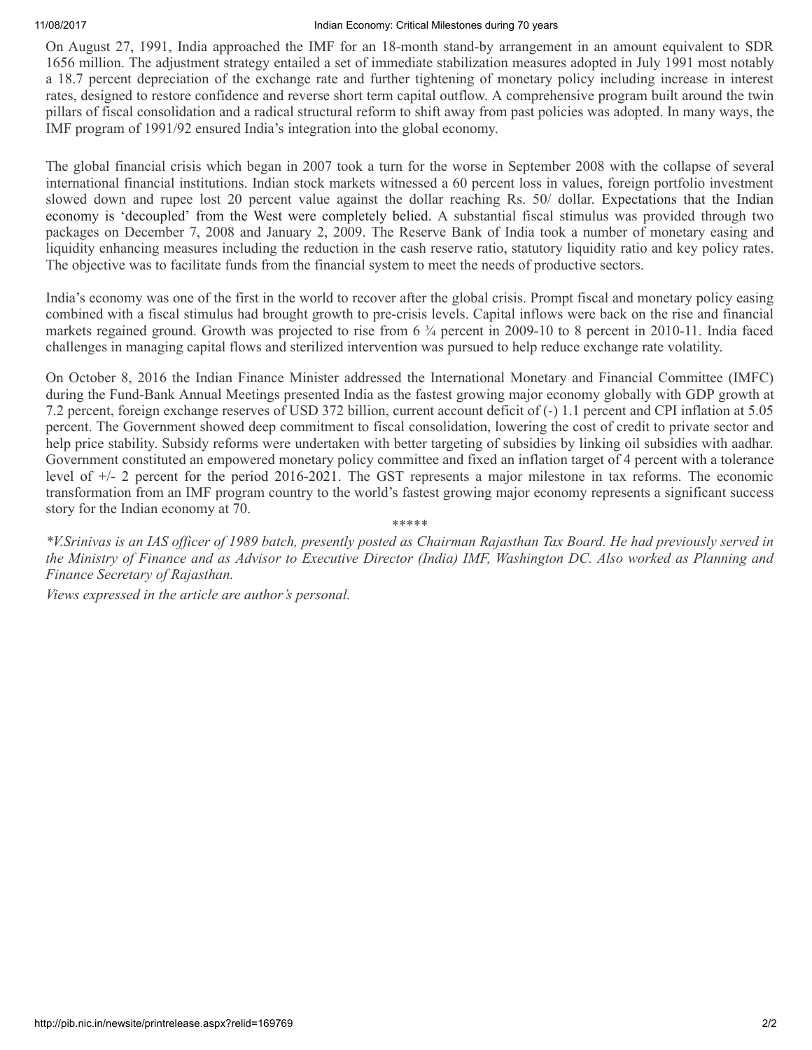On August 27, 1991, India approached the IMF for an 18-month stand-by arrangement in an amount equivalent to SDR 1656 million. The adjustment strategy entailed a set of immediate stabilization measures adopted in July 1991 most notably a 18.7 percent depreciation of the exchange rate and further tightening of monetary policy including increase in interest rates, designed to restore confidence and reverse short term capital outflow. A comprehensive program built around the twin pillars of fiscal consolidation and a radical structural reform to shift away from past policies was adopted. In many ways, the IMF program of 1991/92 ensured India's integration into the global economy.

The global financial crisis which began in 2007 took a turn for the worse in September 2008 with the collapse of several international financial institutions. Indian stock markets witnessed a 60 percent loss in values, foreign portfolio investment slowed down and rupee lost 20 percent value against the dollar reaching Rs. 50/ dollar. Expectations that the Indian economy is 'decoupled' from the West were completely belied. A substantial fiscal stimulus was provided through two packages on December 7, 2008 and January 2, 2009. The Reserve Bank of India took a number of monetary easing and liquidity enhancing measures including the reduction in the cash reserve ratio, statutory liquidity ratio and key policy rates. The objective was to facilitate funds from the financial system to meet the needs of productive sectors.

India's economy was one of the first in the world to recover after the global crisis. Prompt fiscal and monetary policy easing combined with a fiscal stimulus had brought growth to pre-crisis levels. Capital inflows were back on the rise and financial markets regained ground. Growth was projected to rise from 6 ¾ percent in 2009-10 to 8 percent in 2010-11. India faced challenges in managing capital flows and sterilized intervention was pursued to help reduce exchange rate volatility.

On October 8, 2016 the Indian Finance Minister addressed the International Monetary and Financial Committee (IMFC) during the Fund-Bank Annual Meetings presented India as the fastest growing major economy globally with GDP growth at 7.2 percent, foreign exchange reserves of USD 372 billion, current account deficit of (-) 1.1 percent and CPI inflation at 5.05 percent. The Government showed deep commitment to fiscal consolidation, lowering the cost of credit to private sector and help price stability. Subsidy reforms were undertaken with better targeting of subsidies by linking oil subsidies with aadhar. Government constituted an empowered monetary policy committee and fixed an inflation target of 4 percent with a tolerance level of +/- 2 percent for the period 2016-2021. The GST represents a major milestone in tax reforms. The economic transformation from an IMF program country to the world's fastest growing major economy represents a significant success story for the Indian economy at 70.

*****

*\*V.Srinivas is an IAS officer of 1989 batch, presently posted as Chairman Rajasthan Tax Board. He had previously served in the Ministry of Finance and as Advisor to Executive Director (India) IMF, Washington DC. Also worked as Planning and Finance Secretary of Rajasthan.*

*Views expressed in the article are author's personal.*